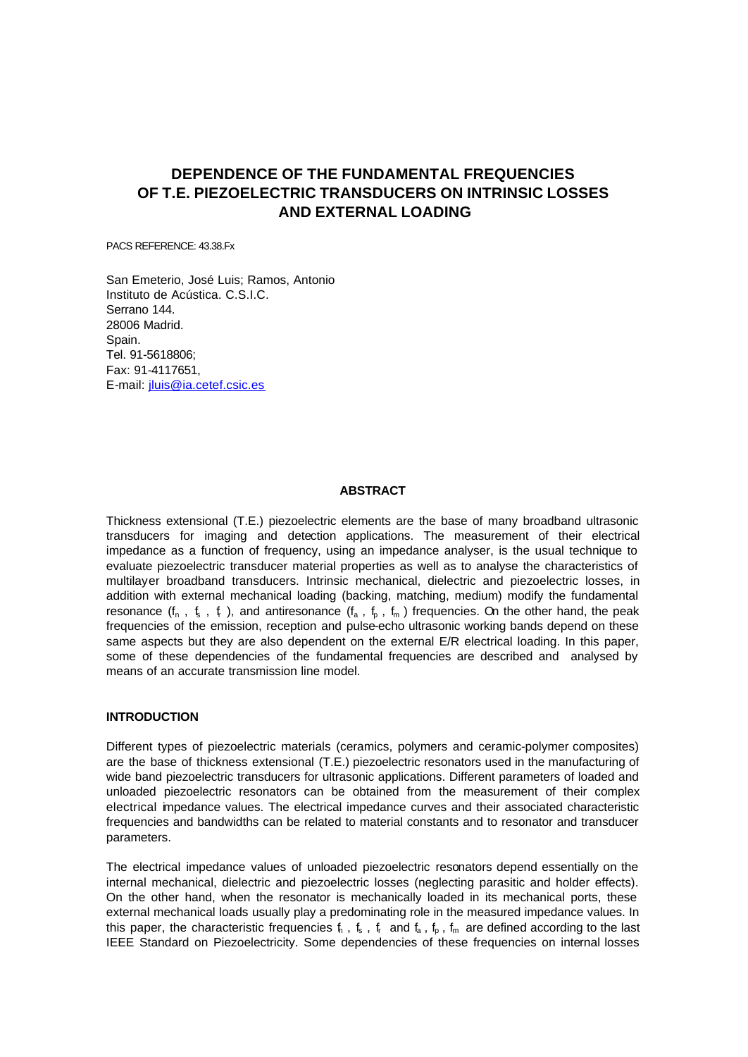# DEPENDENCE OF THE FUNDAMENTAL FREQUENCIES OF T.E. PIEZOELECTRIC TRANSDUCERS ON INTRINSIC LOSSES AND EXTERNAL LOADING

PACS REFERENCE: 43.38.Fx

San Emeterio, José Luis; Ramos, Antonio
Instituto de Acústica. C.S.I.C.
Serrano 144.
28006 Madrid.
Spain.
Tel. 91-5618806;
Fax: 91-4117651,
E-mail: jluis@ia.cetef.csic.es

## ABSTRACT

Thickness extensional (T.E.) piezoelectric elements are the base of many broadband ultrasonic transducers for imaging and detection applications. The measurement of their electrical impedance as a function of frequency, using an impedance analyser, is the usual technique to evaluate piezoelectric transducer material properties as well as to analyse the characteristics of multilayer broadband transducers. Intrinsic mechanical, dielectric and piezoelectric losses, in addition with external mechanical loading (backing, matching, medium) modify the fundamental resonance ($f_n$ , $f_s$ , $f_r$ ), and antiresonance ($f_a$ , $f_p$ , $f_m$ ) frequencies. On the other hand, the peak frequencies of the emission, reception and pulse-echo ultrasonic working bands depend on these same aspects but they are also dependent on the external E/R electrical loading. In this paper, some of these dependencies of the fundamental frequencies are described and analysed by means of an accurate transmission line model.

## INTRODUCTION

Different types of piezoelectric materials (ceramics, polymers and ceramic-polymer composites) are the base of thickness extensional (T.E.) piezoelectric resonators used in the manufacturing of wide band piezoelectric transducers for ultrasonic applications. Different parameters of loaded and unloaded piezoelectric resonators can be obtained from the measurement of their complex electrical impedance values. The electrical impedance curves and their associated characteristic frequencies and bandwidths can be related to material constants and to resonator and transducer parameters.

The electrical impedance values of unloaded piezoelectric resonators depend essentially on the internal mechanical, dielectric and piezoelectric losses (neglecting parasitic and holder effects). On the other hand, when the resonator is mechanically loaded in its mechanical ports, these external mechanical loads usually play a predominating role in the measured impedance values. In this paper, the characteristic frequencies $f_n$ , $f_s$ , $f_r$ and $f_a$ , $f_p$ , $f_m$ are defined according to the last IEEE Standard on Piezoelectricity. Some dependencies of these frequencies on internal losses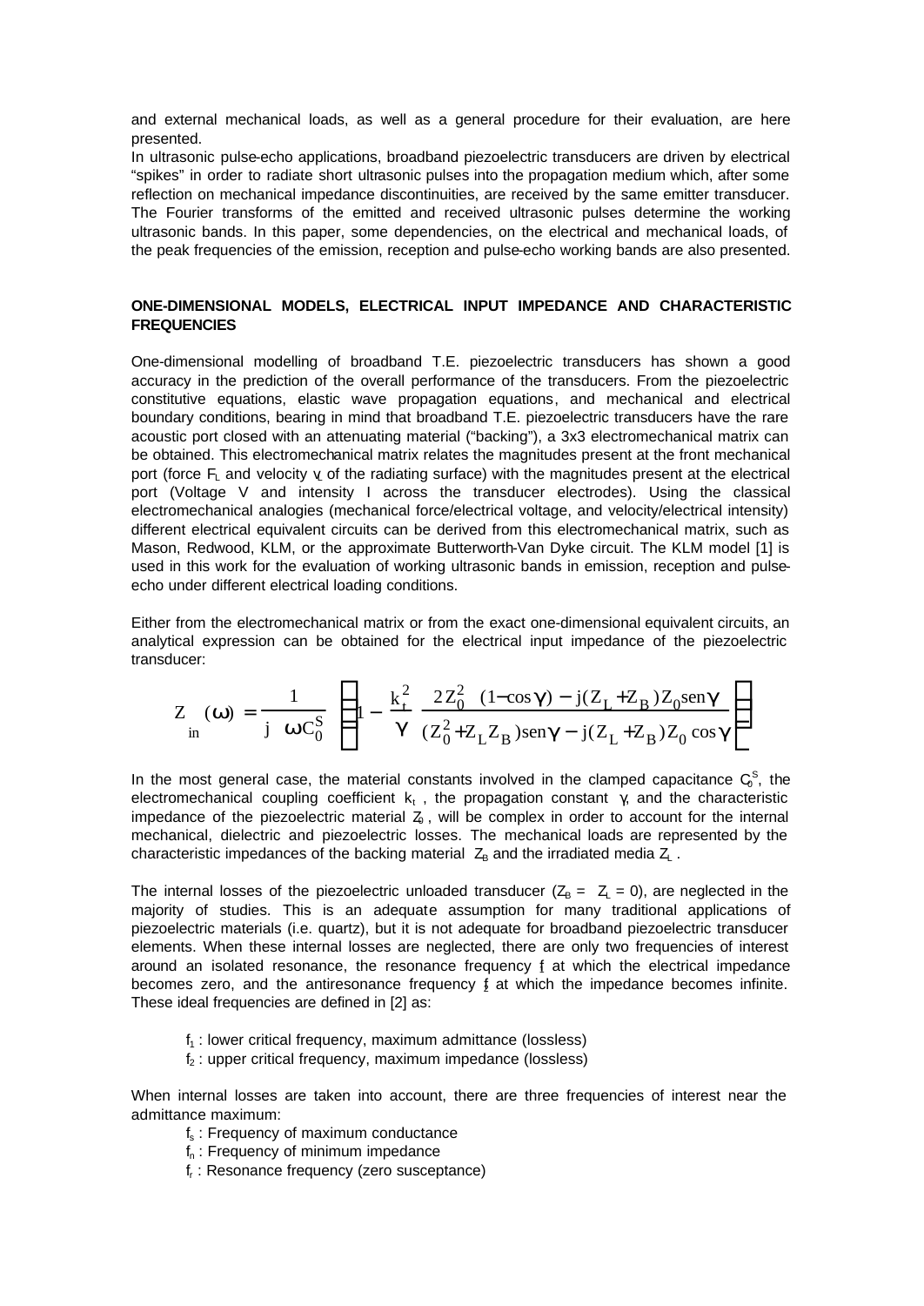and external mechanical loads, as well as a general procedure for their evaluation, are here presented.

In ultrasonic pulse-echo applications, broadband piezoelectric transducers are driven by electrical "spikes" in order to radiate short ultrasonic pulses into the propagation medium which, after some reflection on mechanical impedance discontinuities, are received by the same emitter transducer. The Fourier transforms of the emitted and received ultrasonic pulses determine the working ultrasonic bands. In this paper, some dependencies, on the electrical and mechanical loads, of the peak frequencies of the emission, reception and pulse-echo working bands are also presented.

## ONE-DIMENSIONAL MODELS, ELECTRICAL INPUT IMPEDANCE AND CHARACTERISTIC FREQUENCIES

One-dimensional modelling of broadband T.E. piezoelectric transducers has shown a good accuracy in the prediction of the overall performance of the transducers. From the piezoelectric constitutive equations, elastic wave propagation equations, and mechanical and electrical boundary conditions, bearing in mind that broadband T.E. piezoelectric transducers have the rare acoustic port closed with an attenuating material ("backing"), a 3x3 electromechanical matrix can be obtained. This electromechanical matrix relates the magnitudes present at the front mechanical port (force $F_L$ and velocity $v_L$ of the radiating surface) with the magnitudes present at the electrical port (Voltage V and intensity I across the transducer electrodes). Using the classical electromechanical analogies (mechanical force/electrical voltage, and velocity/electrical intensity) different electrical equivalent circuits can be derived from this electromechanical matrix, such as Mason, Redwood, KLM, or the approximate Butterworth-Van Dyke circuit. The KLM model [1] is used in this work for the evaluation of working ultrasonic bands in emission, reception and pulse-echo under different electrical loading conditions.

Either from the electromechanical matrix or from the exact one-dimensional equivalent circuits, an analytical expression can be obtained for the electrical input impedance of the piezoelectric transducer:

$$Z_{in}(\omega) = \frac{1}{j\,\omega C_0^S}\left[1 - \frac{k_t^2}{\gamma}\,\frac{2Z_0^2\,(1-\cos\gamma) - j(Z_L+Z_B)Z_0\,\mathrm{sen}\gamma}{(Z_0^2+Z_LZ_B)\,\mathrm{sen}\gamma - j(Z_L+Z_B)Z_0\cos\gamma}\right]$$

In the most general case, the material constants involved in the clamped capacitance $C_0^S$, the electromechanical coupling coefficient $k_t$, the propagation constant $\gamma$, and the characteristic impedance of the piezoelectric material $Z_0$, will be complex in order to account for the internal mechanical, dielectric and piezoelectric losses. The mechanical loads are represented by the characteristic impedances of the backing material $Z_B$ and the irradiated media $Z_L$.

The internal losses of the piezoelectric unloaded transducer ($Z_B = Z_L = 0$), are neglected in the majority of studies. This is an adequate assumption for many traditional applications of piezoelectric materials (i.e. quartz), but it is not adequate for broadband piezoelectric transducer elements. When these internal losses are neglected, there are only two frequencies of interest around an isolated resonance, the resonance frequency $f_1$ at which the electrical impedance becomes zero, and the antiresonance frequency $f_2$ at which the impedance becomes infinite. These ideal frequencies are defined in [2] as:

- $f_1$ : lower critical frequency, maximum admittance (lossless)
- $f_2$ : upper critical frequency, maximum impedance (lossless)

When internal losses are taken into account, there are three frequencies of interest near the admittance maximum:

- $f_s$ : Frequency of maximum conductance
- $f_n$ : Frequency of minimum impedance
- $f_r$ : Resonance frequency (zero susceptance)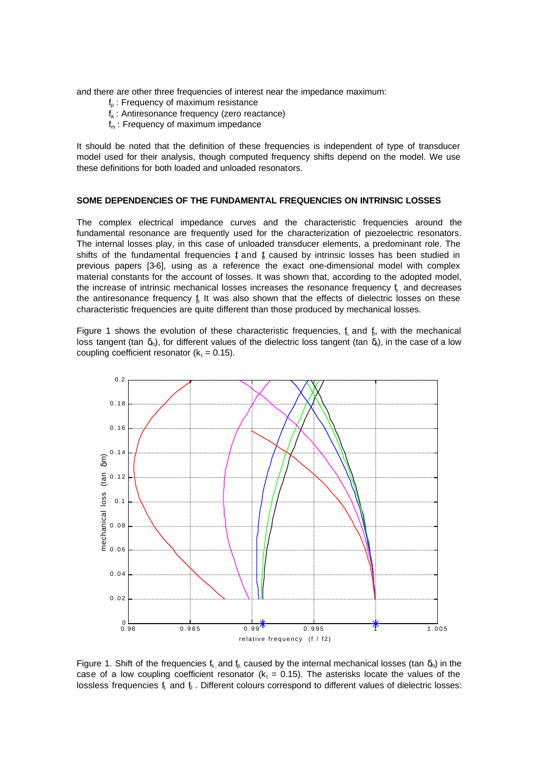and there are other three frequencies of interest near the impedance maximum:

$f_p$ : Frequency of maximum resistance
$f_a$ : Antiresonance frequency (zero reactance)
$f_m$ : Frequency of maximum impedance

It should be noted that the definition of these frequencies is independent of type of transducer model used for their analysis, though computed frequency shifts depend on the model. We use these definitions for both loaded and unloaded resonators.

### SOME DEPENDENCIES OF THE FUNDAMENTAL FREQUENCIES ON INTRINSIC LOSSES

The complex electrical impedance curves and the characteristic frequencies around the fundamental resonance are frequently used for the characterization of piezoelectric resonators. The internal losses play, in this case of unloaded transducer elements, a predominant role. The shifts of the fundamental frequencies $f_s$ and $f_p$ caused by intrinsic losses has been studied in previous papers [3-6], using as a reference the exact one-dimensional model with complex material constants for the account of losses. It was shown that, according to the adopted model, the increase of intrinsic mechanical losses increases the resonance frequency $f_s$, and decreases the antiresonance frequency $f_p$. It was also shown that the effects of dielectric losses on these characteristic frequencies are quite different than those produced by mechanical losses.

Figure 1 shows the evolution of these characteristic frequencies, $f_s$ and $f_p$, with the mechanical loss tangent ($\tan \delta_m$), for different values of the dielectric loss tangent ($\tan \delta_e$), in the case of a low coupling coefficient resonator ($k_t = 0.15$).

Figure 1. Shift of the frequencies $f_s$ and $f_p$ caused by the internal mechanical losses ($\tan \delta_m$) in the case of a low coupling coefficient resonator ($k_t = 0.15$). The asterisks locate the values of the lossless frequencies $f_1$ and $f_2$ . Different colours correspond to different values of dielectric losses: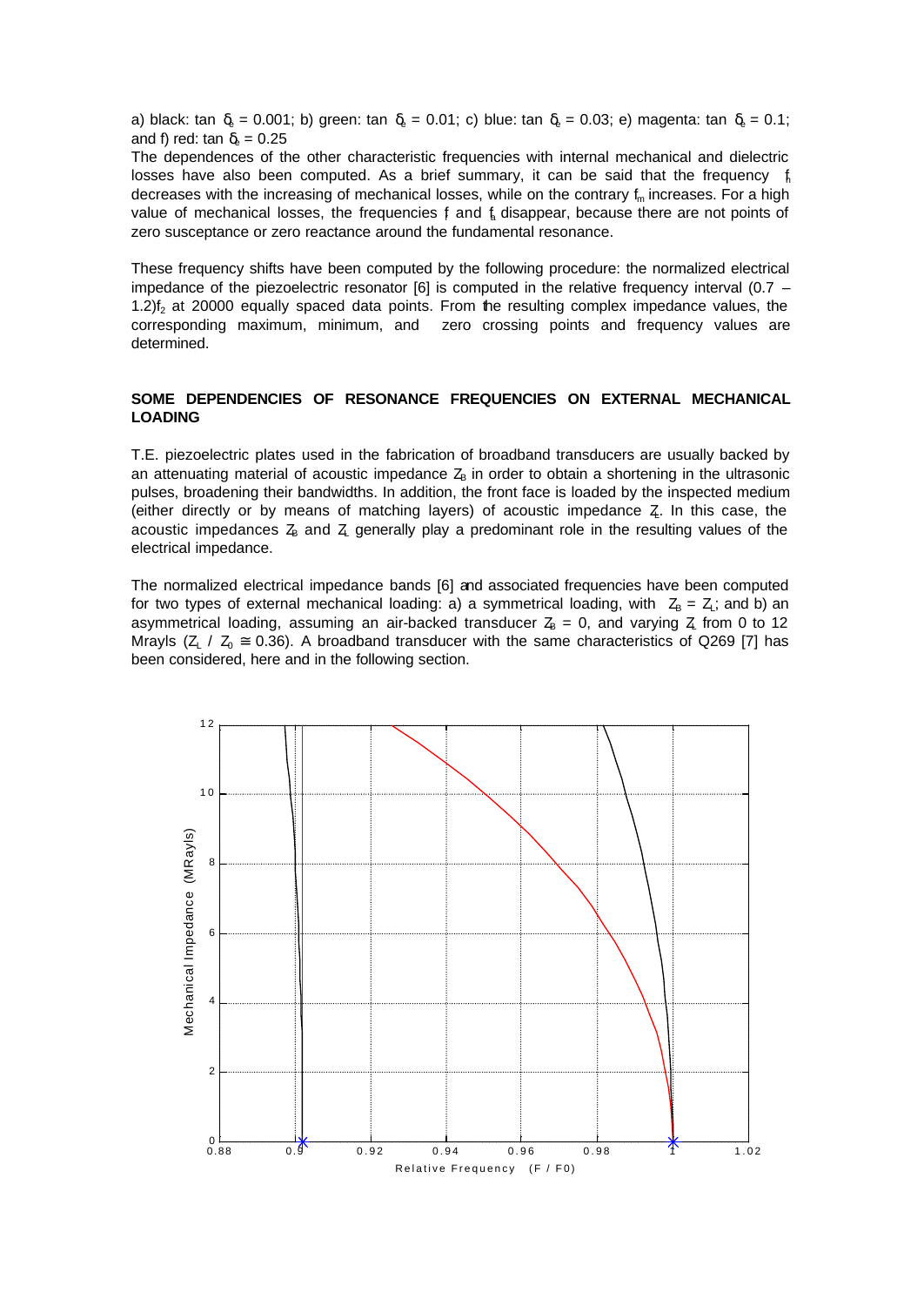a) black: tan $\delta_e$ = 0.001; b) green: tan $\delta_e$ = 0.01; c) blue: tan $\delta_e$ = 0.03; e) magenta: tan $\delta_e$ = 0.1; and f) red: tan $\delta_e$ = 0.25

The dependences of the other characteristic frequencies with internal mechanical and dielectric losses have also been computed. As a brief summary, it can be said that the frequency $f_n$ decreases with the increasing of mechanical losses, while on the contrary $f_m$ increases. For a high value of mechanical losses, the frequencies $f_r$ and $f_a$ disappear, because there are not points of zero susceptance or zero reactance around the fundamental resonance.

These frequency shifts have been computed by the following procedure: the normalized electrical impedance of the piezoelectric resonator [6] is computed in the relative frequency interval (0.7 – 1.2)$f_2$ at 20000 equally spaced data points. From the resulting complex impedance values, the corresponding maximum, minimum, and zero crossing points and frequency values are determined.

## SOME DEPENDENCIES OF RESONANCE FREQUENCIES ON EXTERNAL MECHANICAL LOADING

T.E. piezoelectric plates used in the fabrication of broadband transducers are usually backed by an attenuating material of acoustic impedance $Z_B$ in order to obtain a shortening in the ultrasonic pulses, broadening their bandwidths. In addition, the front face is loaded by the inspected medium (either directly or by means of matching layers) of acoustic impedance $Z_L$. In this case, the acoustic impedances $Z_B$ and $Z_L$ generally play a predominant role in the resulting values of the electrical impedance.

The normalized electrical impedance bands [6] and associated frequencies have been computed for two types of external mechanical loading: a) a symmetrical loading, with $Z_B = Z_L$; and b) an asymmetrical loading, assuming an air-backed transducer $Z_B = 0$, and varying $Z_L$ from 0 to 12 Mrayls ($Z_L$ / $Z_0 \cong 0.36$). A broadband transducer with the same characteristics of Q269 [7] has been considered, here and in the following section.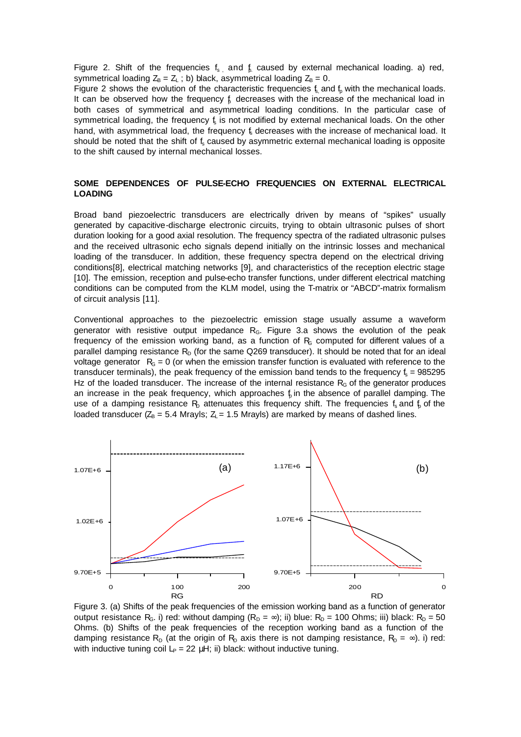Figure 2. Shift of the frequencies $f_s$ and $f_p$ caused by external mechanical loading. a) red, symmetrical loading $Z_B = Z_L$ ; b) black, asymmetrical loading $Z_B = 0$.

Figure 2 shows the evolution of the characteristic frequencies $f_s$ and $f_p$ with the mechanical loads. It can be observed how the frequency $f_p$ decreases with the increase of the mechanical load in both cases of symmetrical and asymmetrical loading conditions. In the particular case of symmetrical loading, the frequency $f_s$ is not modified by external mechanical loads. On the other hand, with asymmetrical load, the frequency $f_s$ decreases with the increase of mechanical load. It should be noted that the shift of $f_s$ caused by asymmetric external mechanical loading is opposite to the shift caused by internal mechanical losses.

## SOME DEPENDENCES OF PULSE-ECHO FREQUENCIES ON EXTERNAL ELECTRICAL LOADING

Broad band piezoelectric transducers are electrically driven by means of "spikes" usually generated by capacitive-discharge electronic circuits, trying to obtain ultrasonic pulses of short duration looking for a good axial resolution. The frequency spectra of the radiated ultrasonic pulses and the received ultrasonic echo signals depend initially on the intrinsic losses and mechanical loading of the transducer. In addition, these frequency spectra depend on the electrical driving conditions[8], electrical matching networks [9], and characteristics of the reception electric stage [10]. The emission, reception and pulse-echo transfer functions, under different electrical matching conditions can be computed from the KLM model, using the T-matrix or "ABCD"-matrix formalism of circuit analysis [11].

Conventional approaches to the piezoelectric emission stage usually assume a waveform generator with resistive output impedance $R_G$. Figure 3.a shows the evolution of the peak frequency of the emission working band, as a function of $R_G$ computed for different values of a parallel damping resistance $R_D$ (for the same Q269 transducer). It should be noted that for an ideal voltage generator $R_G = 0$ (or when the emission transfer function is evaluated with reference to the transducer terminals), the peak frequency of the emission band tends to the frequency $f_s = 985295$ Hz of the loaded transducer. The increase of the internal resistance $R_G$ of the generator produces an increase in the peak frequency, which approaches $f_p$ in the absence of parallel damping. The use of a damping resistance $R_D$ attenuates this frequency shift. The frequencies $f_s$ and $f_p$ of the loaded transducer ($Z_B = 5.4$ Mrayls; $Z_L = 1.5$ Mrayls) are marked by means of dashed lines.

Figure 3. (a) Shifts of the peak frequencies of the emission working band as a function of generator output resistance $R_G$. i) red: without damping ($R_D = \infty$); ii) blue: $R_D = 100$ Ohms; iii) black: $R_D = 50$ Ohms. (b) Shifts of the peak frequencies of the reception working band as a function of the damping resistance $R_D$ (at the origin of $R_D$ axis there is not damping resistance, $R_D = \infty$). i) red: with inductive tuning coil $L_P = 22$ µH; ii) black: without inductive tuning.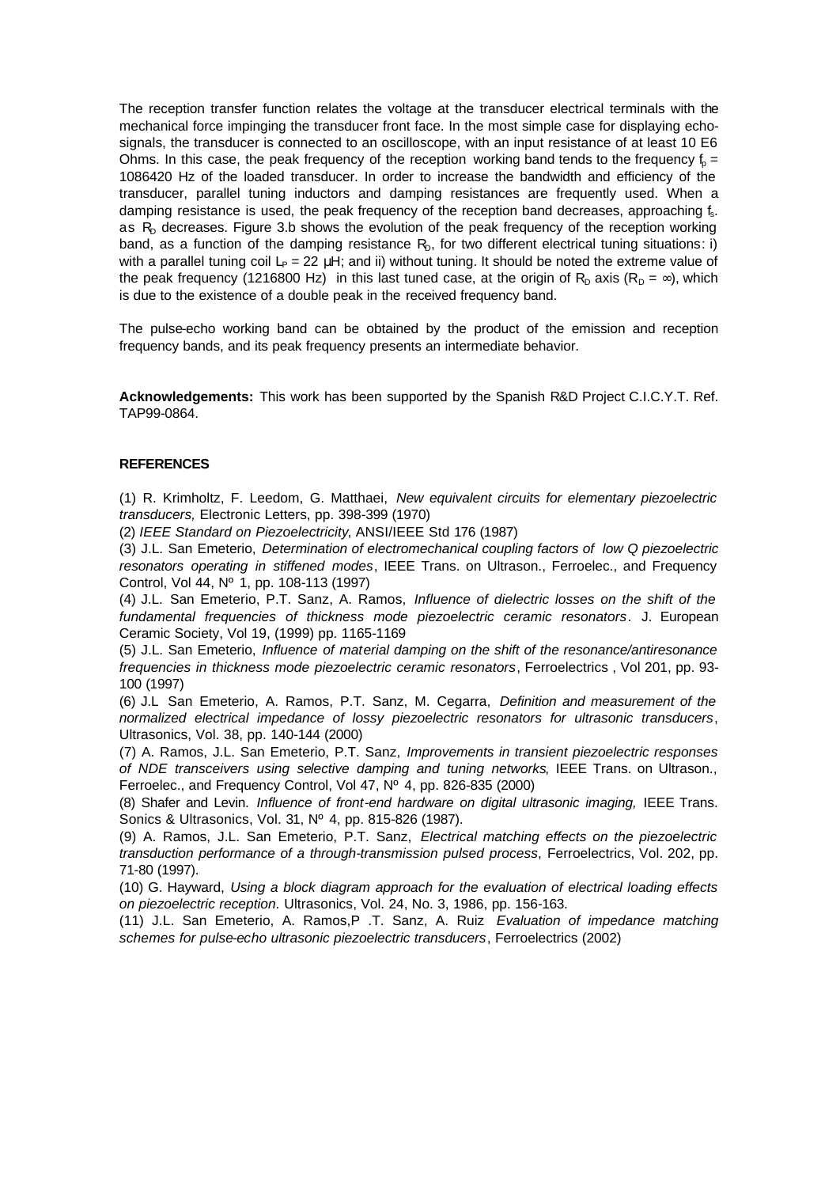The reception transfer function relates the voltage at the transducer electrical terminals with the mechanical force impinging the transducer front face. In the most simple case for displaying echo-signals, the transducer is connected to an oscilloscope, with an input resistance of at least 10 E6 Ohms. In this case, the peak frequency of the reception working band tends to the frequency $f_p$ = 1086420 Hz of the loaded transducer. In order to increase the bandwidth and efficiency of the transducer, parallel tuning inductors and damping resistances are frequently used. When a damping resistance is used, the peak frequency of the reception band decreases, approaching $f_s$. as $R_D$ decreases. Figure 3.b shows the evolution of the peak frequency of the reception working band, as a function of the damping resistance $R_D$, for two different electrical tuning situations: i) with a parallel tuning coil $L_P$ = 22 µH; and ii) without tuning. It should be noted the extreme value of the peak frequency (1216800 Hz) in this last tuned case, at the origin of $R_D$ axis ($R_D = \infty$), which is due to the existence of a double peak in the received frequency band.

The pulse-echo working band can be obtained by the product of the emission and reception frequency bands, and its peak frequency presents an intermediate behavior.

**Acknowledgements:** This work has been supported by the Spanish R&D Project C.I.C.Y.T. Ref. TAP99-0864.

**REFERENCES**

(1) R. Krimholtz, F. Leedom, G. Matthaei, *New equivalent circuits for elementary piezoelectric transducers,* Electronic Letters, pp. 398-399 (1970)

(2) *IEEE Standard on Piezoelectricity*, ANSI/IEEE Std 176 (1987)

(3) J.L. San Emeterio, *Determination of electromechanical coupling factors of low Q piezoelectric resonators operating in stiffened modes*, IEEE Trans. on Ultrason., Ferroelec., and Frequency Control, Vol 44, Nº 1, pp. 108-113 (1997)

(4) J.L. San Emeterio, P.T. Sanz, A. Ramos, *Influence of dielectric losses on the shift of the fundamental frequencies of thickness mode piezoelectric ceramic resonators*. J. European Ceramic Society, Vol 19, (1999) pp. 1165-1169

(5) J.L. San Emeterio, *Influence of material damping on the shift of the resonance/antiresonance frequencies in thickness mode piezoelectric ceramic resonators*, Ferroelectrics , Vol 201, pp. 93-100 (1997)

(6) J.L San Emeterio, A. Ramos, P.T. Sanz, M. Cegarra, *Definition and measurement of the normalized electrical impedance of lossy piezoelectric resonators for ultrasonic transducers*, Ultrasonics, Vol. 38, pp. 140-144 (2000)

(7) A. Ramos, J.L. San Emeterio, P.T. Sanz, *Improvements in transient piezoelectric responses of NDE transceivers using selective damping and tuning networks*, IEEE Trans. on Ultrason., Ferroelec., and Frequency Control, Vol 47, Nº 4, pp. 826-835 (2000)

(8) Shafer and Levin. *Influence of front-end hardware on digital ultrasonic imaging,* IEEE Trans. Sonics & Ultrasonics, Vol. 31, Nº 4, pp. 815-826 (1987).

(9) A. Ramos, J.L. San Emeterio, P.T. Sanz, *Electrical matching effects on the piezoelectric transduction performance of a through-transmission pulsed process*, Ferroelectrics, Vol. 202, pp. 71-80 (1997).

(10) G. Hayward, *Using a block diagram approach for the evaluation of electrical loading effects on piezoelectric reception*. Ultrasonics, Vol. 24, No. 3, 1986, pp. 156-163.

(11) J.L. San Emeterio, A. Ramos,P .T. Sanz, A. Ruiz *Evaluation of impedance matching schemes for pulse-echo ultrasonic piezoelectric transducers*, Ferroelectrics (2002)